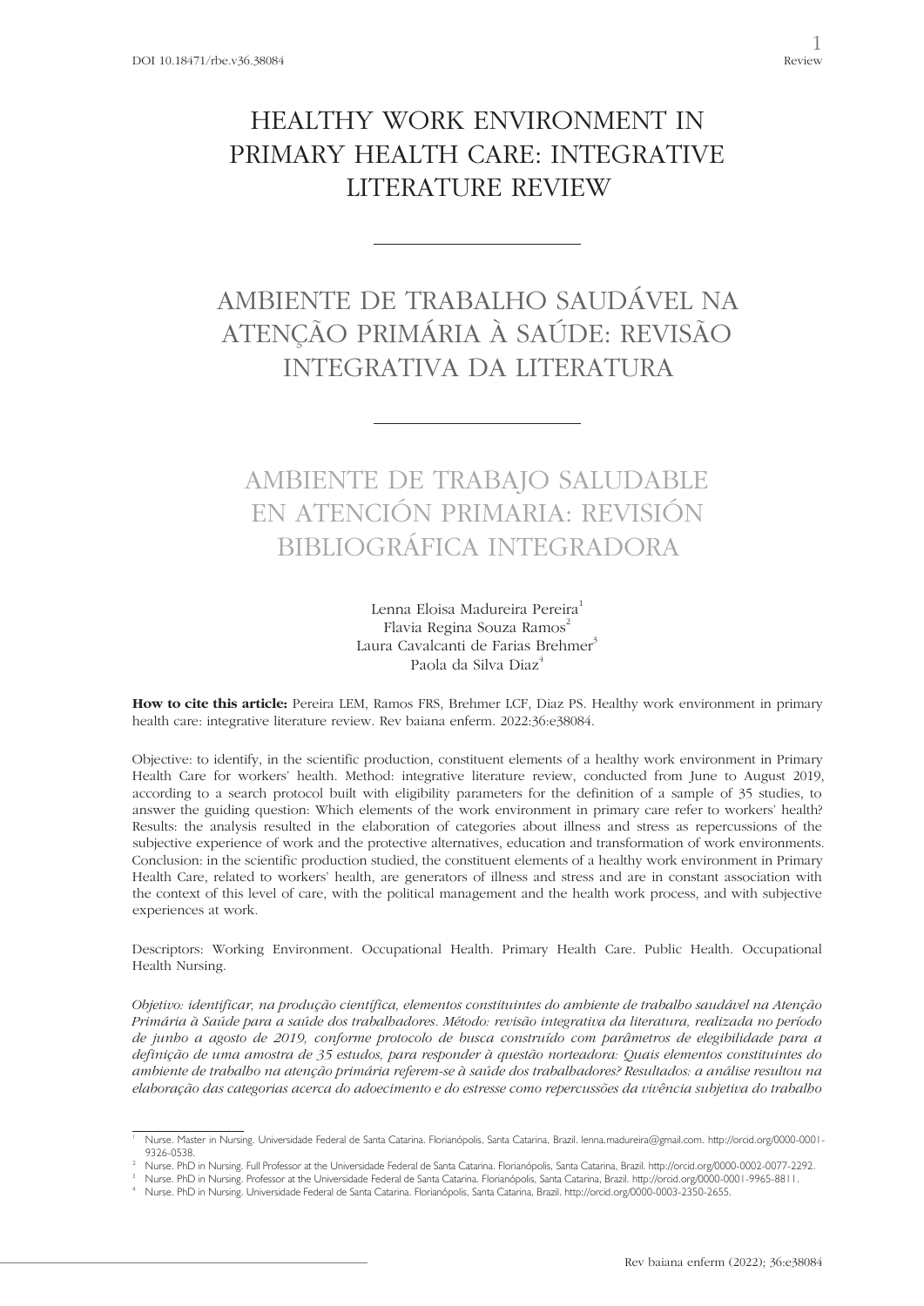# HEALTHY WORK ENVIRONMENT IN PRIMARY HEALTH CARE: INTEGRATIVE LITERATURE REVIEW

# AMBIENTE DE TRABALHO SAUDÁVEL NA ATENÇÃO PRIMÁRIA À SAÚDE: REVISÃO INTEGRATIVA DA LITERATURA

# AMBIENTE DE TRABAJO SALUDABLE EN ATENCIÓN PRIMARIA: REVISIÓN BIBLIOGRÁFICA INTEGRADORA

Lenna Eloisa Madureira Pereira[1]
Flavia Regina Souza Ramos[2]
Laura Cavalcanti de Farias Brehmer[3]
Paola da Silva Diaz[4]

**How to cite this article:** Pereira LEM, Ramos FRS, Brehmer LCF, Diaz PS. Healthy work environment in primary health care: integrative literature review. Rev baiana enferm. 2022:36:e38084.

Objective: to identify, in the scientific production, constituent elements of a healthy work environment in Primary Health Care for workers' health. Method: integrative literature review, conducted from June to August 2019, according to a search protocol built with eligibility parameters for the definition of a sample of 35 studies, to answer the guiding question: Which elements of the work environment in primary care refer to workers' health? Results: the analysis resulted in the elaboration of categories about illness and stress as repercussions of the subjective experience of work and the protective alternatives, education and transformation of work environments. Conclusion: in the scientific production studied, the constituent elements of a healthy work environment in Primary Health Care, related to workers' health, are generators of illness and stress and are in constant association with the context of this level of care, with the political management and the health work process, and with subjective experiences at work.

Descriptors: Working Environment. Occupational Health. Primary Health Care. Public Health. Occupational Health Nursing.

*Objetivo: identificar, na produção científica, elementos constituintes do ambiente de trabalho saudável na Atenção Primária à Saúde para a saúde dos trabalhadores. Método: revisão integrativa da literatura, realizada no período de junho a agosto de 2019, conforme protocolo de busca construído com parâmetros de elegibilidade para a definição de uma amostra de 35 estudos, para responder à questão norteadora: Quais elementos constituintes do ambiente de trabalho na atenção primária referem-se à saúde dos trabalhadores? Resultados: a análise resultou na elaboração das categorias acerca do adoecimento e do estresse como repercussões da vivência subjetiva do trabalho*

---

[1] Nurse. Master in Nursing. Universidade Federal de Santa Catarina. Florianópolis, Santa Catarina, Brazil. lenna.madureira@gmail.com. http://orcid.org/0000-0001-9326-0538.

[2] Nurse. PhD in Nursing. Full Professor at the Universidade Federal de Santa Catarina. Florianópolis, Santa Catarina, Brazil. http://orcid.org/0000-0002-0077-2292.

[3] Nurse. PhD in Nursing. Professor at the Universidade Federal de Santa Catarina. Florianópolis, Santa Catarina, Brazil. http://orcid.org/0000-0001-9965-8811.

[4] Nurse. PhD in Nursing. Universidade Federal de Santa Catarina. Florianópolis, Santa Catarina, Brazil. http://orcid.org/0000-0003-2350-2655.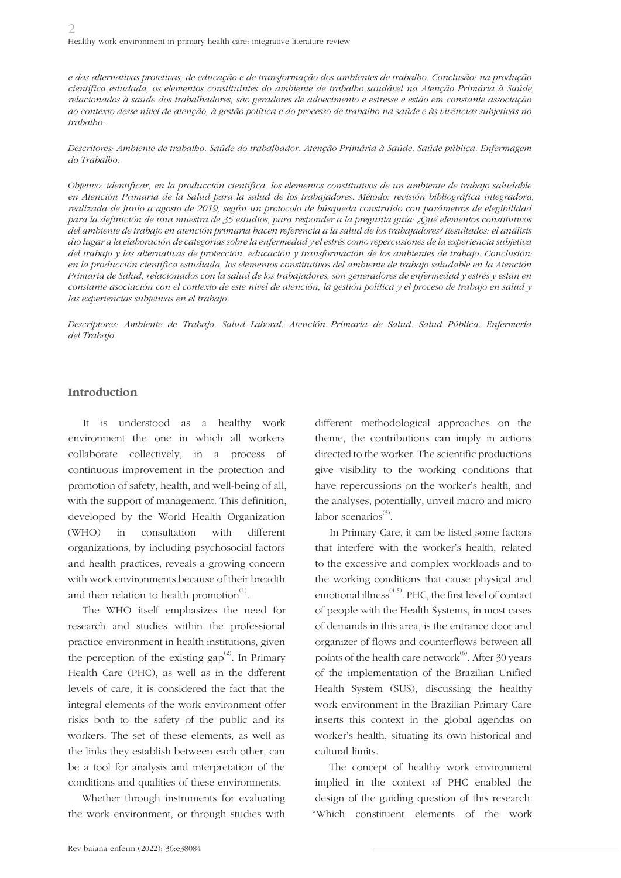*e das alternativas protetivas, de educação e de transformação dos ambientes de trabalho. Conclusão: na produção científica estudada, os elementos constituintes do ambiente de trabalho saudável na Atenção Primária à Saúde, relacionados à saúde dos trabalhadores, são geradores de adoecimento e estresse e estão em constante associação ao contexto desse nível de atenção, à gestão política e do processo de trabalho na saúde e às vivências subjetivas no trabalho.*

*Descritores: Ambiente de trabalho. Saúde do trabalhador. Atenção Primária à Saúde. Saúde pública. Enfermagem do Trabalho.*

*Objetivo: identificar, en la producción científica, los elementos constitutivos de un ambiente de trabajo saludable en Atención Primaria de la Salud para la salud de los trabajadores. Método: revisión bibliográfica integradora, realizada de junio a agosto de 2019, según un protocolo de búsqueda construido con parámetros de elegibilidad para la definición de una muestra de 35 estudios, para responder a la pregunta guía: ¿Qué elementos constitutivos del ambiente de trabajo en atención primaria hacen referencia a la salud de los trabajadores? Resultados: el análisis dio lugar a la elaboración de categorías sobre la enfermedad y el estrés como repercusiones de la experiencia subjetiva del trabajo y las alternativas de protección, educación y transformación de los ambientes de trabajo. Conclusión: en la producción científica estudiada, los elementos constitutivos del ambiente de trabajo saludable en la Atención Primaria de Salud, relacionados con la salud de los trabajadores, son generadores de enfermedad y estrés y están en constante asociación con el contexto de este nivel de atención, la gestión política y el proceso de trabajo en salud y las experiencias subjetivas en el trabajo.*

*Descriptores: Ambiente de Trabajo. Salud Laboral. Atención Primaria de Salud. Salud Pública. Enfermería del Trabajo.*

## Introduction

It is understood as a healthy work environment the one in which all workers collaborate collectively, in a process of continuous improvement in the protection and promotion of safety, health, and well-being of all, with the support of management. This definition, developed by the World Health Organization (WHO) in consultation with different organizations, by including psychosocial factors and health practices, reveals a growing concern with work environments because of their breadth and their relation to health promotion[1].

The WHO itself emphasizes the need for research and studies within the professional practice environment in health institutions, given the perception of the existing gap[2]. In Primary Health Care (PHC), as well as in the different levels of care, it is considered the fact that the integral elements of the work environment offer risks both to the safety of the public and its workers. The set of these elements, as well as the links they establish between each other, can be a tool for analysis and interpretation of the conditions and qualities of these environments.

Whether through instruments for evaluating the work environment, or through studies with different methodological approaches on the theme, the contributions can imply in actions directed to the worker. The scientific productions give visibility to the working conditions that have repercussions on the worker's health, and the analyses, potentially, unveil macro and micro labor scenarios[3].

In Primary Care, it can be listed some factors that interfere with the worker's health, related to the excessive and complex workloads and to the working conditions that cause physical and emotional illness[4-5]. PHC, the first level of contact of people with the Health Systems, in most cases of demands in this area, is the entrance door and organizer of flows and counterflows between all points of the health care network[6]. After 30 years of the implementation of the Brazilian Unified Health System (SUS), discussing the healthy work environment in the Brazilian Primary Care inserts this context in the global agendas on worker's health, situating its own historical and cultural limits.

The concept of healthy work environment implied in the context of PHC enabled the design of the guiding question of this research: "Which constituent elements of the work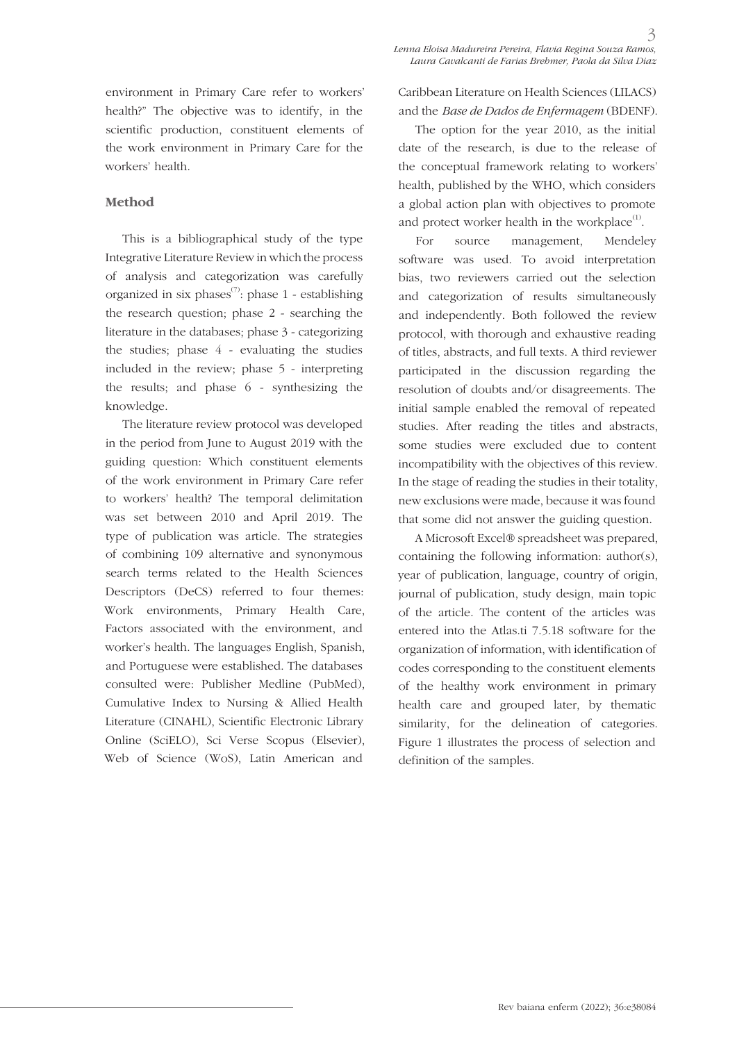environment in Primary Care refer to workers' health?" The objective was to identify, in the scientific production, constituent elements of the work environment in Primary Care for the workers' health.

## Method

This is a bibliographical study of the type Integrative Literature Review in which the process of analysis and categorization was carefully organized in six phases[7]: phase 1 - establishing the research question; phase 2 - searching the literature in the databases; phase 3 - categorizing the studies; phase 4 - evaluating the studies included in the review; phase 5 - interpreting the results; and phase 6 - synthesizing the knowledge.

The literature review protocol was developed in the period from June to August 2019 with the guiding question: Which constituent elements of the work environment in Primary Care refer to workers' health? The temporal delimitation was set between 2010 and April 2019. The type of publication was article. The strategies of combining 109 alternative and synonymous search terms related to the Health Sciences Descriptors (DeCS) referred to four themes: Work environments, Primary Health Care, Factors associated with the environment, and worker's health. The languages English, Spanish, and Portuguese were established. The databases consulted were: Publisher Medline (PubMed), Cumulative Index to Nursing & Allied Health Literature (CINAHL), Scientific Electronic Library Online (SciELO), Sci Verse Scopus (Elsevier), Web of Science (WoS), Latin American and Caribbean Literature on Health Sciences (LILACS) and the *Base de Dados de Enfermagem* (BDENF).

The option for the year 2010, as the initial date of the research, is due to the release of the conceptual framework relating to workers' health, published by the WHO, which considers a global action plan with objectives to promote and protect worker health in the workplace[1].

For source management, Mendeley software was used. To avoid interpretation bias, two reviewers carried out the selection and categorization of results simultaneously and independently. Both followed the review protocol, with thorough and exhaustive reading of titles, abstracts, and full texts. A third reviewer participated in the discussion regarding the resolution of doubts and/or disagreements. The initial sample enabled the removal of repeated studies. After reading the titles and abstracts, some studies were excluded due to content incompatibility with the objectives of this review. In the stage of reading the studies in their totality, new exclusions were made, because it was found that some did not answer the guiding question.

A Microsoft Excel® spreadsheet was prepared, containing the following information: author(s), year of publication, language, country of origin, journal of publication, study design, main topic of the article. The content of the articles was entered into the Atlas.ti 7.5.18 software for the organization of information, with identification of codes corresponding to the constituent elements of the healthy work environment in primary health care and grouped later, by thematic similarity, for the delineation of categories. Figure 1 illustrates the process of selection and definition of the samples.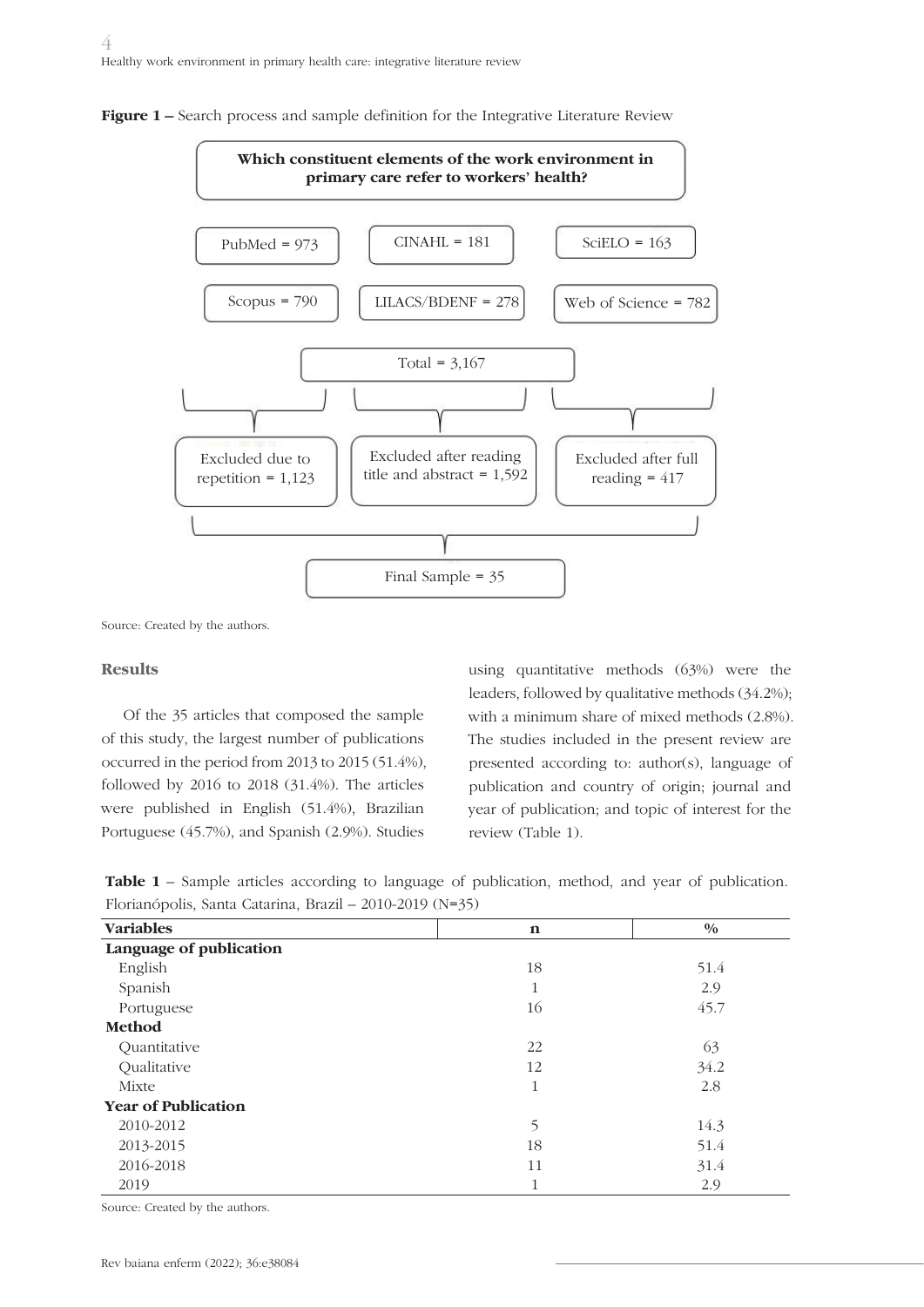**Figure 1 –** Search process and sample definition for the Integrative Literature Review

**Which constituent elements of the work environment in primary care refer to workers' health?**

PubMed = 973

CINAHL = 181

SciELO = 163

Scopus = 790

LILACS/BDENF = 278

Web of Science = 782

Total = 3,167

Excluded due to repetition = 1,123

Excluded after reading title and abstract = 1,592

Excluded after full reading = 417

Final Sample = 35

Source: Created by the authors.

## Results

Of the 35 articles that composed the sample of this study, the largest number of publications occurred in the period from 2013 to 2015 (51.4%), followed by 2016 to 2018 (31.4%). The articles were published in English (51.4%), Brazilian Portuguese (45.7%), and Spanish (2.9%). Studies using quantitative methods (63%) were the leaders, followed by qualitative methods (34.2%); with a minimum share of mixed methods (2.8%). The studies included in the present review are presented according to: author(s), language of publication and country of origin; journal and year of publication; and topic of interest for the review (Table 1).

**Table 1** – Sample articles according to language of publication, method, and year of publication. Florianópolis, Santa Catarina, Brazil – 2010-2019 (N=35)

| Variables | n | % |
|---|---|---|
| **Language of publication** | | |
| English | 18 | 51.4 |
| Spanish | 1 | 2.9 |
| Portuguese | 16 | 45.7 |
| **Method** | | |
| Quantitative | 22 | 63 |
| Qualitative | 12 | 34.2 |
| Mixte | 1 | 2.8 |
| **Year of Publication** | | |
| 2010-2012 | 5 | 14.3 |
| 2013-2015 | 18 | 51.4 |
| 2016-2018 | 11 | 31.4 |
| 2019 | 1 | 2.9 |

Source: Created by the authors.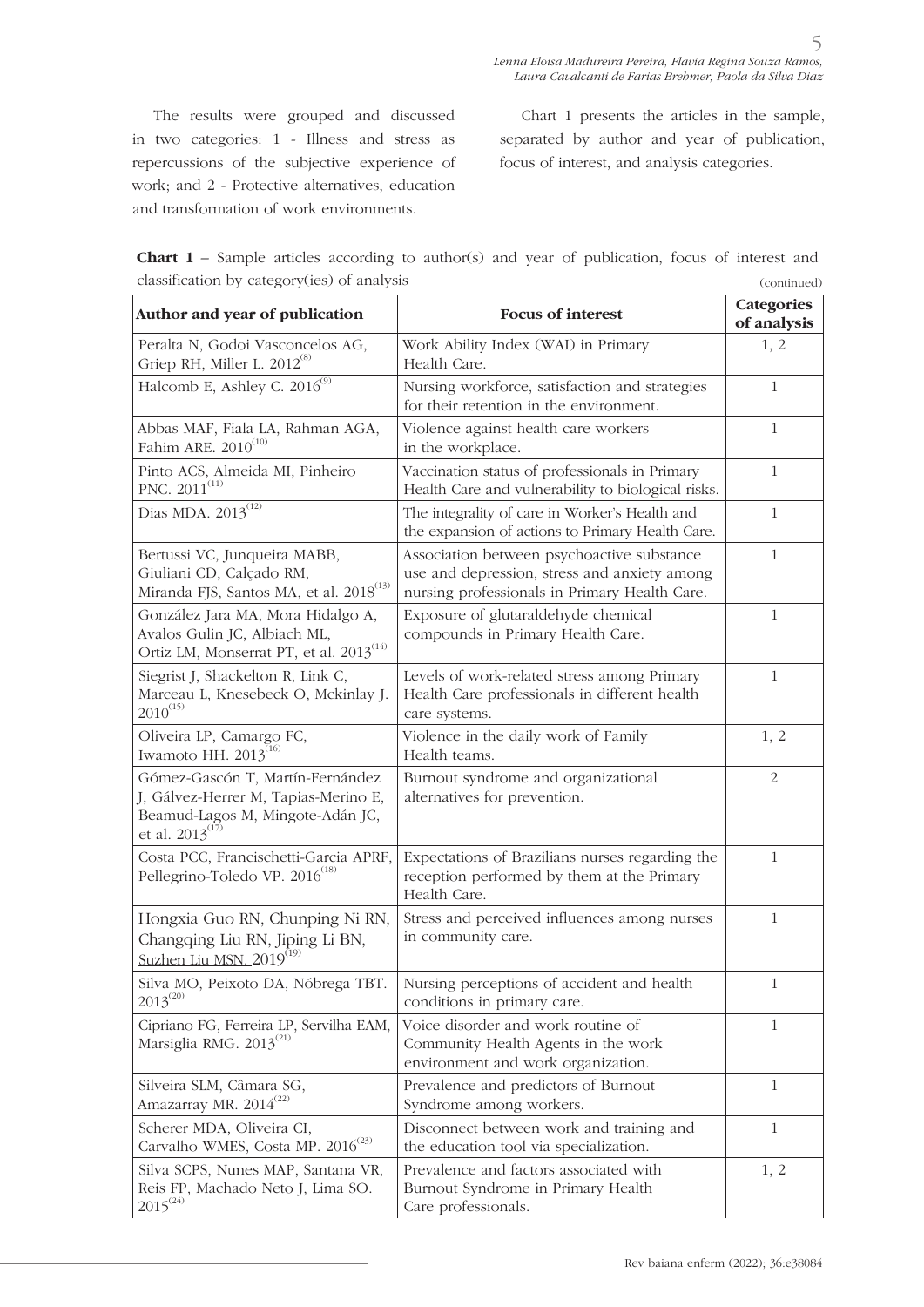The results were grouped and discussed in two categories: 1 - Illness and stress as repercussions of the subjective experience of work; and 2 - Protective alternatives, education and transformation of work environments.

Chart 1 presents the articles in the sample, separated by author and year of publication, focus of interest, and analysis categories.

**Chart 1** – Sample articles according to author(s) and year of publication, focus of interest and classification by category(ies) of analysis (continued)

| Author and year of publication | Focus of interest | Categories of analysis |
|---|---|---|
| Peralta N, Godoi Vasconcelos AG, Griep RH, Miller L. 2012[8] | Work Ability Index (WAI) in Primary Health Care. | 1, 2 |
| Halcomb E, Ashley C. 2016[9] | Nursing workforce, satisfaction and strategies for their retention in the environment. | 1 |
| Abbas MAF, Fiala LA, Rahman AGA, Fahim ARE. 2010[10] | Violence against health care workers in the workplace. | 1 |
| Pinto ACS, Almeida MI, Pinheiro PNC. 2011[11] | Vaccination status of professionals in Primary Health Care and vulnerability to biological risks. | 1 |
| Dias MDA. 2013[12] | The integrality of care in Worker's Health and the expansion of actions to Primary Health Care. | 1 |
| Bertussi VC, Junqueira MABB, Giuliani CD, Calçado RM, Miranda FJS, Santos MA, et al. 2018[13] | Association between psychoactive substance use and depression, stress and anxiety among nursing professionals in Primary Health Care. | 1 |
| González Jara MA, Mora Hidalgo A, Avalos Gulin JC, Albiach ML, Ortiz LM, Monserrat PT, et al. 2013[14] | Exposure of glutaraldehyde chemical compounds in Primary Health Care. | 1 |
| Siegrist J, Shackelton R, Link C, Marceau L, Knesebeck O, Mckinlay J. 2010[15] | Levels of work-related stress among Primary Health Care professionals in different health care systems. | 1 |
| Oliveira LP, Camargo FC, Iwamoto HH. 2013[16] | Violence in the daily work of Family Health teams. | 1, 2 |
| Gómez-Gascón T, Martín-Fernández J, Gálvez-Herrer M, Tapias-Merino E, Beamud-Lagos M, Mingote-Adán JC, et al. 2013[17] | Burnout syndrome and organizational alternatives for prevention. | 2 |
| Costa PCC, Francischetti-Garcia APRF, Pellegrino-Toledo VP. 2016[18] | Expectations of Brazilians nurses regarding the reception performed by them at the Primary Health Care. | 1 |
| Hongxia Guo RN, Chunping Ni RN, Changqing Liu RN, Jiping Li BN, Suzhen Liu MSN. 2019[19] | Stress and perceived influences among nurses in community care. | 1 |
| Silva MO, Peixoto DA, Nóbrega TBT. 2013[20] | Nursing perceptions of accident and health conditions in primary care. | 1 |
| Cipriano FG, Ferreira LP, Servilha EAM, Marsiglia RMG. 2013[21] | Voice disorder and work routine of Community Health Agents in the work environment and work organization. | 1 |
| Silveira SLM, Câmara SG, Amazarray MR. 2014[22] | Prevalence and predictors of Burnout Syndrome among workers. | 1 |
| Scherer MDA, Oliveira CI, Carvalho WMES, Costa MP. 2016[23] | Disconnect between work and training and the education tool via specialization. | 1 |
| Silva SCPS, Nunes MAP, Santana VR, Reis FP, Machado Neto J, Lima SO. 2015[24] | Prevalence and factors associated with Burnout Syndrome in Primary Health Care professionals. | 1, 2 |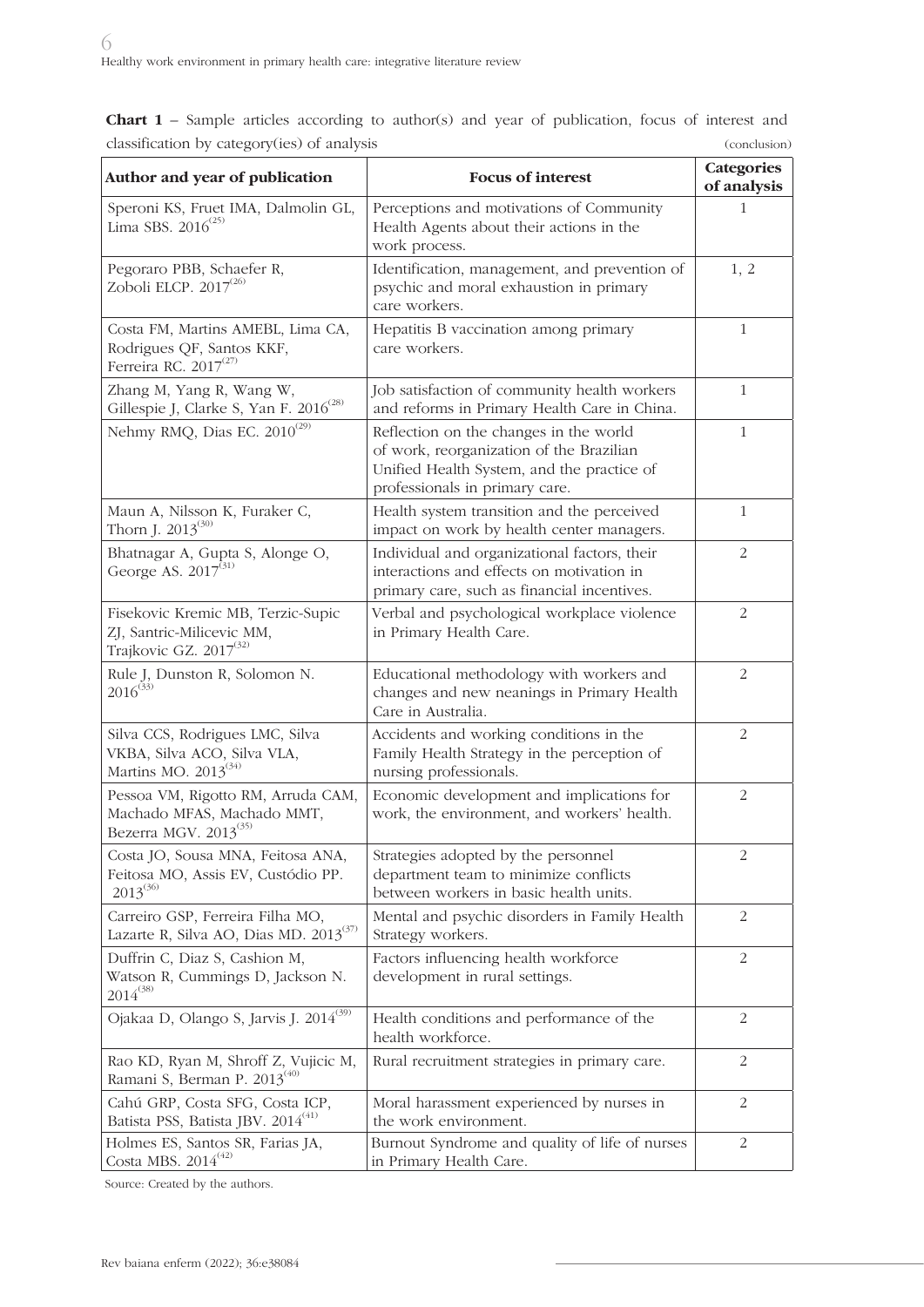**Chart 1** – Sample articles according to author(s) and year of publication, focus of interest and classification by category(ies) of analysis (conclusion)

| Author and year of publication | Focus of interest | Categories of analysis |
|---|---|---|
| Speroni KS, Fruet IMA, Dalmolin GL, Lima SBS. 2016[25] | Perceptions and motivations of Community Health Agents about their actions in the work process. | 1 |
| Pegoraro PBB, Schaefer R, Zoboli ELCP. 2017[26] | Identification, management, and prevention of psychic and moral exhaustion in primary care workers. | 1, 2 |
| Costa FM, Martins AMEBL, Lima CA, Rodrigues QF, Santos KKF, Ferreira RC. 2017[27] | Hepatitis B vaccination among primary care workers. | 1 |
| Zhang M, Yang R, Wang W, Gillespie J, Clarke S, Yan F. 2016[28] | Job satisfaction of community health workers and reforms in Primary Health Care in China. | 1 |
| Nehmy RMQ, Dias EC. 2010[29] | Reflection on the changes in the world of work, reorganization of the Brazilian Unified Health System, and the practice of professionals in primary care. | 1 |
| Maun A, Nilsson K, Furaker C, Thorn J. 2013[30] | Health system transition and the perceived impact on work by health center managers. | 1 |
| Bhatnagar A, Gupta S, Alonge O, George AS. 2017[31] | Individual and organizational factors, their interactions and effects on motivation in primary care, such as financial incentives. | 2 |
| Fisekovic Kremic MB, Terzic-Supic ZJ, Santric-Milicevic MM, Trajkovic GZ. 2017[32] | Verbal and psychological workplace violence in Primary Health Care. | 2 |
| Rule J, Dunston R, Solomon N. 2016[33] | Educational methodology with workers and changes and new neanings in Primary Health Care in Australia. | 2 |
| Silva CCS, Rodrigues LMC, Silva VKBA, Silva ACO, Silva VLA, Martins MO. 2013[34] | Accidents and working conditions in the Family Health Strategy in the perception of nursing professionals. | 2 |
| Pessoa VM, Rigotto RM, Arruda CAM, Machado MFAS, Machado MMT, Bezerra MGV. 2013[35] | Economic development and implications for work, the environment, and workers' health. | 2 |
| Costa JO, Sousa MNA, Feitosa ANA, Feitosa MO, Assis EV, Custódio PP. 2013[36] | Strategies adopted by the personnel department team to minimize conflicts between workers in basic health units. | 2 |
| Carreiro GSP, Ferreira Filha MO, Lazarte R, Silva AO, Dias MD. 2013[37] | Mental and psychic disorders in Family Health Strategy workers. | 2 |
| Duffrin C, Diaz S, Cashion M, Watson R, Cummings D, Jackson N. 2014[38] | Factors influencing health workforce development in rural settings. | 2 |
| Ojakaa D, Olango S, Jarvis J. 2014[39] | Health conditions and performance of the health workforce. | 2 |
| Rao KD, Ryan M, Shroff Z, Vujicic M, Ramani S, Berman P. 2013[40] | Rural recruitment strategies in primary care. | 2 |
| Cahú GRP, Costa SFG, Costa ICP, Batista PSS, Batista JBV. 2014[41] | Moral harassment experienced by nurses in the work environment. | 2 |
| Holmes ES, Santos SR, Farias JA, Costa MBS. 2014[42] | Burnout Syndrome and quality of life of nurses in Primary Health Care. | 2 |

Source: Created by the authors.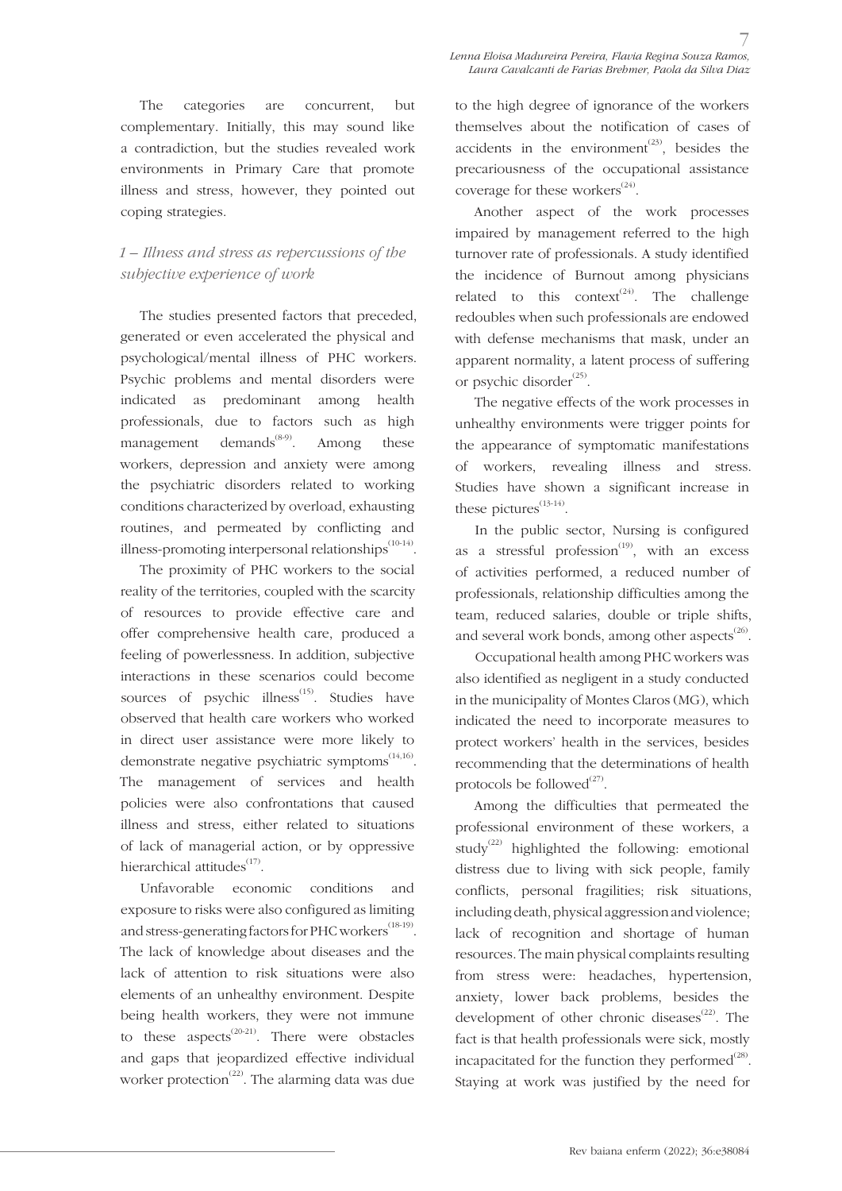The categories are concurrent, but complementary. Initially, this may sound like a contradiction, but the studies revealed work environments in Primary Care that promote illness and stress, however, they pointed out coping strategies.

### *1 – Illness and stress as repercussions of the subjective experience of work*

The studies presented factors that preceded, generated or even accelerated the physical and psychological/mental illness of PHC workers. Psychic problems and mental disorders were indicated as predominant among health professionals, due to factors such as high management demands[8-9]. Among these workers, depression and anxiety were among the psychiatric disorders related to working conditions characterized by overload, exhausting routines, and permeated by conflicting and illness-promoting interpersonal relationships[10-14].

The proximity of PHC workers to the social reality of the territories, coupled with the scarcity of resources to provide effective care and offer comprehensive health care, produced a feeling of powerlessness. In addition, subjective interactions in these scenarios could become sources of psychic illness[15]. Studies have observed that health care workers who worked in direct user assistance were more likely to demonstrate negative psychiatric symptoms[14,16]. The management of services and health policies were also confrontations that caused illness and stress, either related to situations of lack of managerial action, or by oppressive hierarchical attitudes[17].

Unfavorable economic conditions and exposure to risks were also configured as limiting and stress-generating factors for PHC workers[18-19]. The lack of knowledge about diseases and the lack of attention to risk situations were also elements of an unhealthy environment. Despite being health workers, they were not immune to these aspects[20-21]. There were obstacles and gaps that jeopardized effective individual worker protection[22]. The alarming data was due to the high degree of ignorance of the workers themselves about the notification of cases of accidents in the environment[23], besides the precariousness of the occupational assistance coverage for these workers[24].

Another aspect of the work processes impaired by management referred to the high turnover rate of professionals. A study identified the incidence of Burnout among physicians related to this context[24]. The challenge redoubles when such professionals are endowed with defense mechanisms that mask, under an apparent normality, a latent process of suffering or psychic disorder[25].

The negative effects of the work processes in unhealthy environments were trigger points for the appearance of symptomatic manifestations of workers, revealing illness and stress. Studies have shown a significant increase in these pictures[13-14].

In the public sector, Nursing is configured as a stressful profession[19], with an excess of activities performed, a reduced number of professionals, relationship difficulties among the team, reduced salaries, double or triple shifts, and several work bonds, among other aspects[26].

Occupational health among PHC workers was also identified as negligent in a study conducted in the municipality of Montes Claros (MG), which indicated the need to incorporate measures to protect workers' health in the services, besides recommending that the determinations of health protocols be followed[27].

Among the difficulties that permeated the professional environment of these workers, a study[22] highlighted the following: emotional distress due to living with sick people, family conflicts, personal fragilities; risk situations, including death, physical aggression and violence; lack of recognition and shortage of human resources. The main physical complaints resulting from stress were: headaches, hypertension, anxiety, lower back problems, besides the development of other chronic diseases[22]. The fact is that health professionals were sick, mostly incapacitated for the function they performed[28]. Staying at work was justified by the need for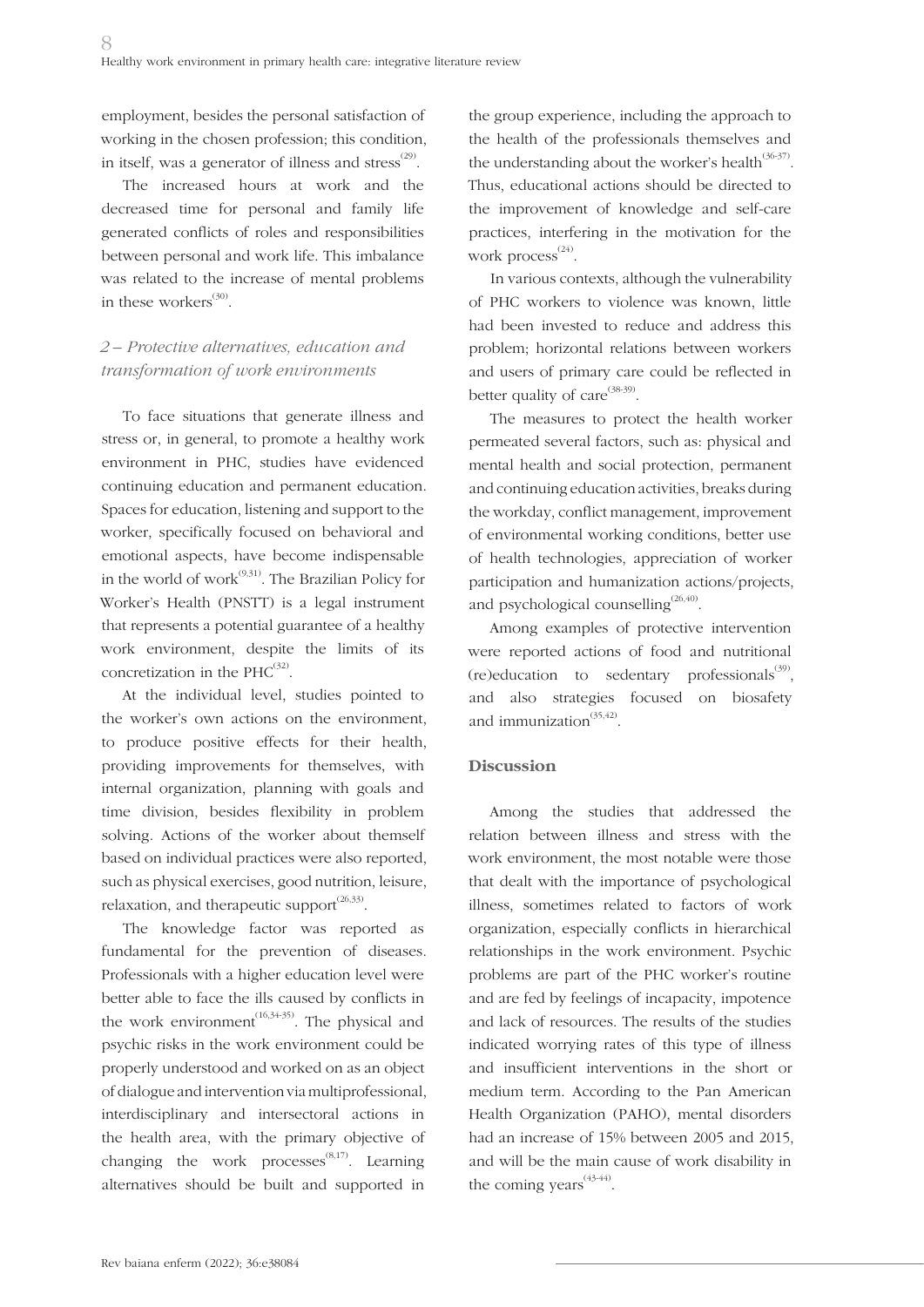employment, besides the personal satisfaction of working in the chosen profession; this condition, in itself, was a generator of illness and stress[29].

The increased hours at work and the decreased time for personal and family life generated conflicts of roles and responsibilities between personal and work life. This imbalance was related to the increase of mental problems in these workers[30].

### *2 – Protective alternatives, education and transformation of work environments*

To face situations that generate illness and stress or, in general, to promote a healthy work environment in PHC, studies have evidenced continuing education and permanent education. Spaces for education, listening and support to the worker, specifically focused on behavioral and emotional aspects, have become indispensable in the world of work[9,31]. The Brazilian Policy for Worker's Health (PNSTT) is a legal instrument that represents a potential guarantee of a healthy work environment, despite the limits of its concretization in the PHC[32].

At the individual level, studies pointed to the worker's own actions on the environment, to produce positive effects for their health, providing improvements for themselves, with internal organization, planning with goals and time division, besides flexibility in problem solving. Actions of the worker about themself based on individual practices were also reported, such as physical exercises, good nutrition, leisure, relaxation, and therapeutic support[26,33].

The knowledge factor was reported as fundamental for the prevention of diseases. Professionals with a higher education level were better able to face the ills caused by conflicts in the work environment[16,34-35]. The physical and psychic risks in the work environment could be properly understood and worked on as an object of dialogue and intervention via multiprofessional, interdisciplinary and intersectoral actions in the health area, with the primary objective of changing the work processes[8,17]. Learning alternatives should be built and supported in the group experience, including the approach to the health of the professionals themselves and the understanding about the worker's health[36-37]. Thus, educational actions should be directed to the improvement of knowledge and self-care practices, interfering in the motivation for the work process[24].

In various contexts, although the vulnerability of PHC workers to violence was known, little had been invested to reduce and address this problem; horizontal relations between workers and users of primary care could be reflected in better quality of care[38-39].

The measures to protect the health worker permeated several factors, such as: physical and mental health and social protection, permanent and continuing education activities, breaks during the workday, conflict management, improvement of environmental working conditions, better use of health technologies, appreciation of worker participation and humanization actions/projects, and psychological counselling[26,40].

Among examples of protective intervention were reported actions of food and nutritional (re)education to sedentary professionals[39], and also strategies focused on biosafety and immunization[35,42].

## Discussion

Among the studies that addressed the relation between illness and stress with the work environment, the most notable were those that dealt with the importance of psychological illness, sometimes related to factors of work organization, especially conflicts in hierarchical relationships in the work environment. Psychic problems are part of the PHC worker's routine and are fed by feelings of incapacity, impotence and lack of resources. The results of the studies indicated worrying rates of this type of illness and insufficient interventions in the short or medium term. According to the Pan American Health Organization (PAHO), mental disorders had an increase of 15% between 2005 and 2015, and will be the main cause of work disability in the coming years[43-44].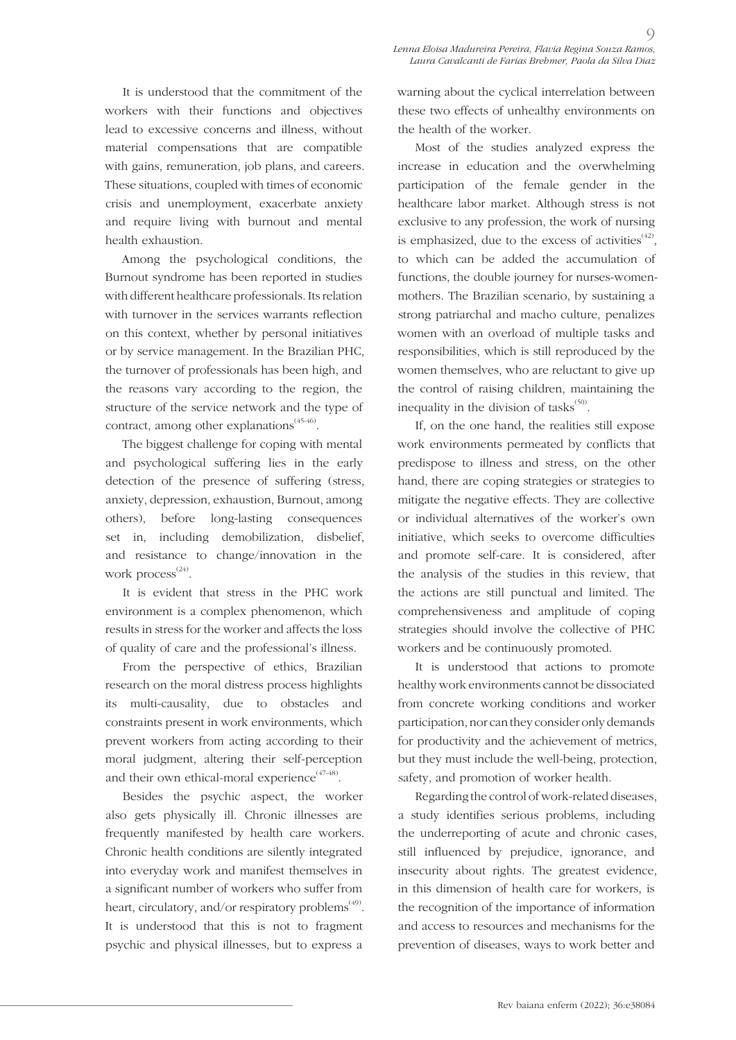It is understood that the commitment of the workers with their functions and objectives lead to excessive concerns and illness, without material compensations that are compatible with gains, remuneration, job plans, and careers. These situations, coupled with times of economic crisis and unemployment, exacerbate anxiety and require living with burnout and mental health exhaustion.

Among the psychological conditions, the Burnout syndrome has been reported in studies with different healthcare professionals. Its relation with turnover in the services warrants reflection on this context, whether by personal initiatives or by service management. In the Brazilian PHC, the turnover of professionals has been high, and the reasons vary according to the region, the structure of the service network and the type of contract, among other explanations[45-46].

The biggest challenge for coping with mental and psychological suffering lies in the early detection of the presence of suffering (stress, anxiety, depression, exhaustion, Burnout, among others), before long-lasting consequences set in, including demobilization, disbelief, and resistance to change/innovation in the work process[24].

It is evident that stress in the PHC work environment is a complex phenomenon, which results in stress for the worker and affects the loss of quality of care and the professional's illness.

From the perspective of ethics, Brazilian research on the moral distress process highlights its multi-causality, due to obstacles and constraints present in work environments, which prevent workers from acting according to their moral judgment, altering their self-perception and their own ethical-moral experience[47-48].

Besides the psychic aspect, the worker also gets physically ill. Chronic illnesses are frequently manifested by health care workers. Chronic health conditions are silently integrated into everyday work and manifest themselves in a significant number of workers who suffer from heart, circulatory, and/or respiratory problems[49]. It is understood that this is not to fragment psychic and physical illnesses, but to express a warning about the cyclical interrelation between these two effects of unhealthy environments on the health of the worker.

Most of the studies analyzed express the increase in education and the overwhelming participation of the female gender in the healthcare labor market. Although stress is not exclusive to any profession, the work of nursing is emphasized, due to the excess of activities[42], to which can be added the accumulation of functions, the double journey for nurses-women-mothers. The Brazilian scenario, by sustaining a strong patriarchal and macho culture, penalizes women with an overload of multiple tasks and responsibilities, which is still reproduced by the women themselves, who are reluctant to give up the control of raising children, maintaining the inequality in the division of tasks[50].

If, on the one hand, the realities still expose work environments permeated by conflicts that predispose to illness and stress, on the other hand, there are coping strategies or strategies to mitigate the negative effects. They are collective or individual alternatives of the worker's own initiative, which seeks to overcome difficulties and promote self-care. It is considered, after the analysis of the studies in this review, that the actions are still punctual and limited. The comprehensiveness and amplitude of coping strategies should involve the collective of PHC workers and be continuously promoted.

It is understood that actions to promote healthy work environments cannot be dissociated from concrete working conditions and worker participation, nor can they consider only demands for productivity and the achievement of metrics, but they must include the well-being, protection, safety, and promotion of worker health.

Regarding the control of work-related diseases, a study identifies serious problems, including the underreporting of acute and chronic cases, still influenced by prejudice, ignorance, and insecurity about rights. The greatest evidence, in this dimension of health care for workers, is the recognition of the importance of information and access to resources and mechanisms for the prevention of diseases, ways to work better and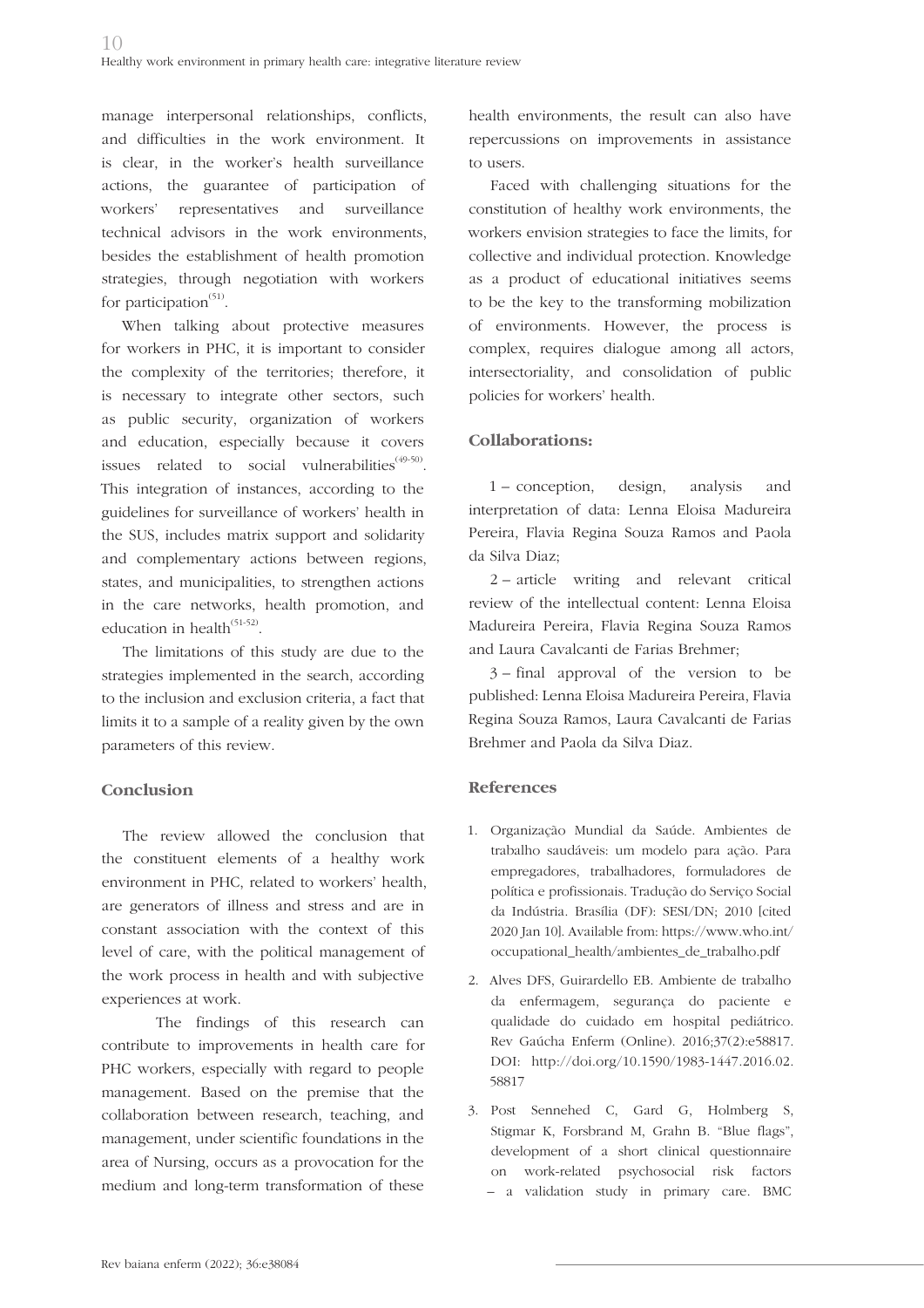manage interpersonal relationships, conflicts, and difficulties in the work environment. It is clear, in the worker's health surveillance actions, the guarantee of participation of workers' representatives and surveillance technical advisors in the work environments, besides the establishment of health promotion strategies, through negotiation with workers for participation[51].

When talking about protective measures for workers in PHC, it is important to consider the complexity of the territories; therefore, it is necessary to integrate other sectors, such as public security, organization of workers and education, especially because it covers issues related to social vulnerabilities[49-50]. This integration of instances, according to the guidelines for surveillance of workers' health in the SUS, includes matrix support and solidarity and complementary actions between regions, states, and municipalities, to strengthen actions in the care networks, health promotion, and education in health[51-52].

The limitations of this study are due to the strategies implemented in the search, according to the inclusion and exclusion criteria, a fact that limits it to a sample of a reality given by the own parameters of this review.

## Conclusion

The review allowed the conclusion that the constituent elements of a healthy work environment in PHC, related to workers' health, are generators of illness and stress and are in constant association with the context of this level of care, with the political management of the work process in health and with subjective experiences at work.

The findings of this research can contribute to improvements in health care for PHC workers, especially with regard to people management. Based on the premise that the collaboration between research, teaching, and management, under scientific foundations in the area of Nursing, occurs as a provocation for the medium and long-term transformation of these health environments, the result can also have repercussions on improvements in assistance to users.

Faced with challenging situations for the constitution of healthy work environments, the workers envision strategies to face the limits, for collective and individual protection. Knowledge as a product of educational initiatives seems to be the key to the transforming mobilization of environments. However, the process is complex, requires dialogue among all actors, intersectoriality, and consolidation of public policies for workers' health.

## Collaborations:

1 – conception, design, analysis and interpretation of data: Lenna Eloisa Madureira Pereira, Flavia Regina Souza Ramos and Paola da Silva Diaz;

2 – article writing and relevant critical review of the intellectual content: Lenna Eloisa Madureira Pereira, Flavia Regina Souza Ramos and Laura Cavalcanti de Farias Brehmer;

3 – final approval of the version to be published: Lenna Eloisa Madureira Pereira, Flavia Regina Souza Ramos, Laura Cavalcanti de Farias Brehmer and Paola da Silva Diaz.

## References

1. Organização Mundial da Saúde. Ambientes de trabalho saudáveis: um modelo para ação. Para empregadores, trabalhadores, formuladores de política e profissionais. Tradução do Serviço Social da Indústria. Brasília (DF): SESI/DN; 2010 [cited 2020 Jan 10]. Available from: https://www.who.int/occupational_health/ambientes_de_trabalho.pdf

2. Alves DFS, Guirardello EB. Ambiente de trabalho da enfermagem, segurança do paciente e qualidade do cuidado em hospital pediátrico. Rev Gaúcha Enferm (Online). 2016;37(2):e58817. DOI: http://doi.org/10.1590/1983-1447.2016.02.58817

3. Post Sennehed C, Gard G, Holmberg S, Stigmar K, Forsbrand M, Grahn B. "Blue flags", development of a short clinical questionnaire on work-related psychosocial risk factors – a validation study in primary care. BMC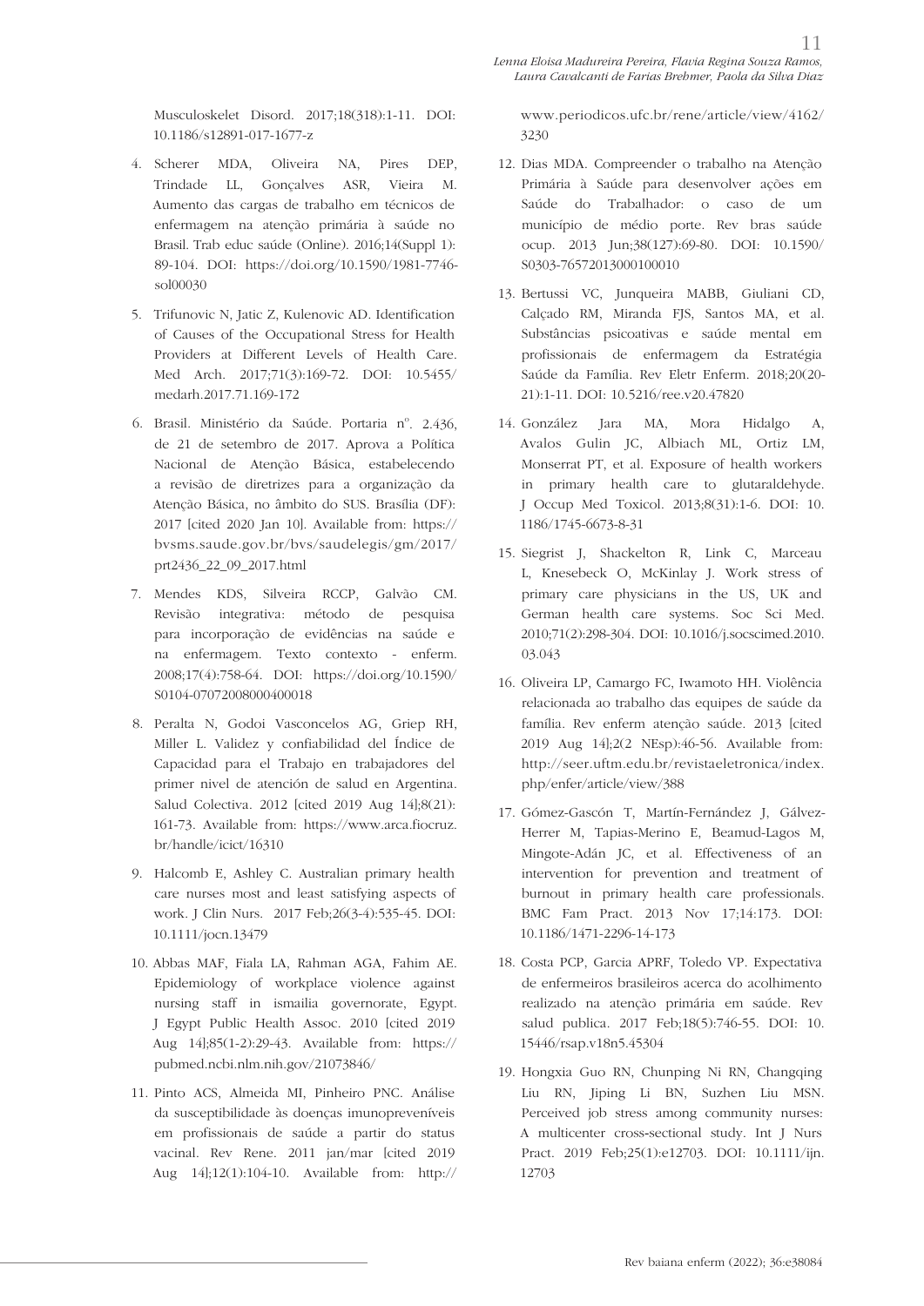Musculoskelet Disord. 2017;18(318):1-11. DOI: 10.1186/s12891-017-1677-z

4. Scherer MDA, Oliveira NA, Pires DEP, Trindade LL, Gonçalves ASR, Vieira M. Aumento das cargas de trabalho em técnicos de enfermagem na atenção primária à saúde no Brasil. Trab educ saúde (Online). 2016;14(Suppl 1): 89-104. DOI: https://doi.org/10.1590/1981-7746-sol00030

5. Trifunovic N, Jatic Z, Kulenovic AD. Identification of Causes of the Occupational Stress for Health Providers at Different Levels of Health Care. Med Arch. 2017;71(3):169-72. DOI: 10.5455/medarh.2017.71.169-172

6. Brasil. Ministério da Saúde. Portaria nº. 2.436, de 21 de setembro de 2017. Aprova a Política Nacional de Atenção Básica, estabelecendo a revisão de diretrizes para a organização da Atenção Básica, no âmbito do SUS. Brasília (DF): 2017 [cited 2020 Jan 10]. Available from: https://bvsms.saude.gov.br/bvs/saudelegis/gm/2017/prt2436_22_09_2017.html

7. Mendes KDS, Silveira RCCP, Galvão CM. Revisão integrativa: método de pesquisa para incorporação de evidências na saúde e na enfermagem. Texto contexto - enferm. 2008;17(4):758-64. DOI: https://doi.org/10.1590/S0104-07072008000400018

8. Peralta N, Godoi Vasconcelos AG, Griep RH, Miller L. Validez y confiabilidad del Índice de Capacidad para el Trabajo en trabajadores del primer nivel de atención de salud en Argentina. Salud Colectiva. 2012 [cited 2019 Aug 14];8(21): 161-73. Available from: https://www.arca.fiocruz.br/handle/icict/16310

9. Halcomb E, Ashley C. Australian primary health care nurses most and least satisfying aspects of work. J Clin Nurs. 2017 Feb;26(3-4):535-45. DOI: 10.1111/jocn.13479

10. Abbas MAF, Fiala LA, Rahman AGA, Fahim AE. Epidemiology of workplace violence against nursing staff in ismailia governorate, Egypt. J Egypt Public Health Assoc. 2010 [cited 2019 Aug 14];85(1-2):29-43. Available from: https://pubmed.ncbi.nlm.nih.gov/21073846/

11. Pinto ACS, Almeida MI, Pinheiro PNC. Análise da susceptibilidade às doenças imunopreveníveis em profissionais de saúde a partir do status vacinal. Rev Rene. 2011 jan/mar [cited 2019 Aug 14];12(1):104-10. Available from: http://www.periodicos.ufc.br/rene/article/view/4162/3230

12. Dias MDA. Compreender o trabalho na Atenção Primária à Saúde para desenvolver ações em Saúde do Trabalhador: o caso de um município de médio porte. Rev bras saúde ocup. 2013 Jun;38(127):69-80. DOI: 10.1590/S0303-76572013000100010

13. Bertussi VC, Junqueira MABB, Giuliani CD, Calçado RM, Miranda FJS, Santos MA, et al. Substâncias psicoativas e saúde mental em profissionais de enfermagem da Estratégia Saúde da Família. Rev Eletr Enferm. 2018;20(20-21):1-11. DOI: 10.5216/ree.v20.47820

14. González Jara MA, Mora Hidalgo A, Avalos Gulin JC, Albiach ML, Ortiz LM, Monserrat PT, et al. Exposure of health workers in primary health care to glutaraldehyde. J Occup Med Toxicol. 2013;8(31):1-6. DOI: 10.1186/1745-6673-8-31

15. Siegrist J, Shackelton R, Link C, Marceau L, Knesebeck O, McKinlay J. Work stress of primary care physicians in the US, UK and German health care systems. Soc Sci Med. 2010;71(2):298-304. DOI: 10.1016/j.socscimed.2010.03.043

16. Oliveira LP, Camargo FC, Iwamoto HH. Violência relacionada ao trabalho das equipes de saúde da família. Rev enferm atenção saúde. 2013 [cited 2019 Aug 14];2(2 NEsp):46-56. Available from: http://seer.uftm.edu.br/revistaeletronica/index.php/enfer/article/view/388

17. Gómez-Gascón T, Martín-Fernández J, Gálvez-Herrer M, Tapias-Merino E, Beamud-Lagos M, Mingote-Adán JC, et al. Effectiveness of an intervention for prevention and treatment of burnout in primary health care professionals. BMC Fam Pract. 2013 Nov 17;14:173. DOI: 10.1186/1471-2296-14-173

18. Costa PCP, Garcia APRF, Toledo VP. Expectativa de enfermeiros brasileiros acerca do acolhimento realizado na atenção primária em saúde. Rev salud publica. 2017 Feb;18(5):746-55. DOI: 10.15446/rsap.v18n5.45304

19. Hongxia Guo RN, Chunping Ni RN, Changqing Liu RN, Jiping Li BN, Suzhen Liu MSN. Perceived job stress among community nurses: A multicenter cross-sectional study. Int J Nurs Pract. 2019 Feb;25(1):e12703. DOI: 10.1111/ijn.12703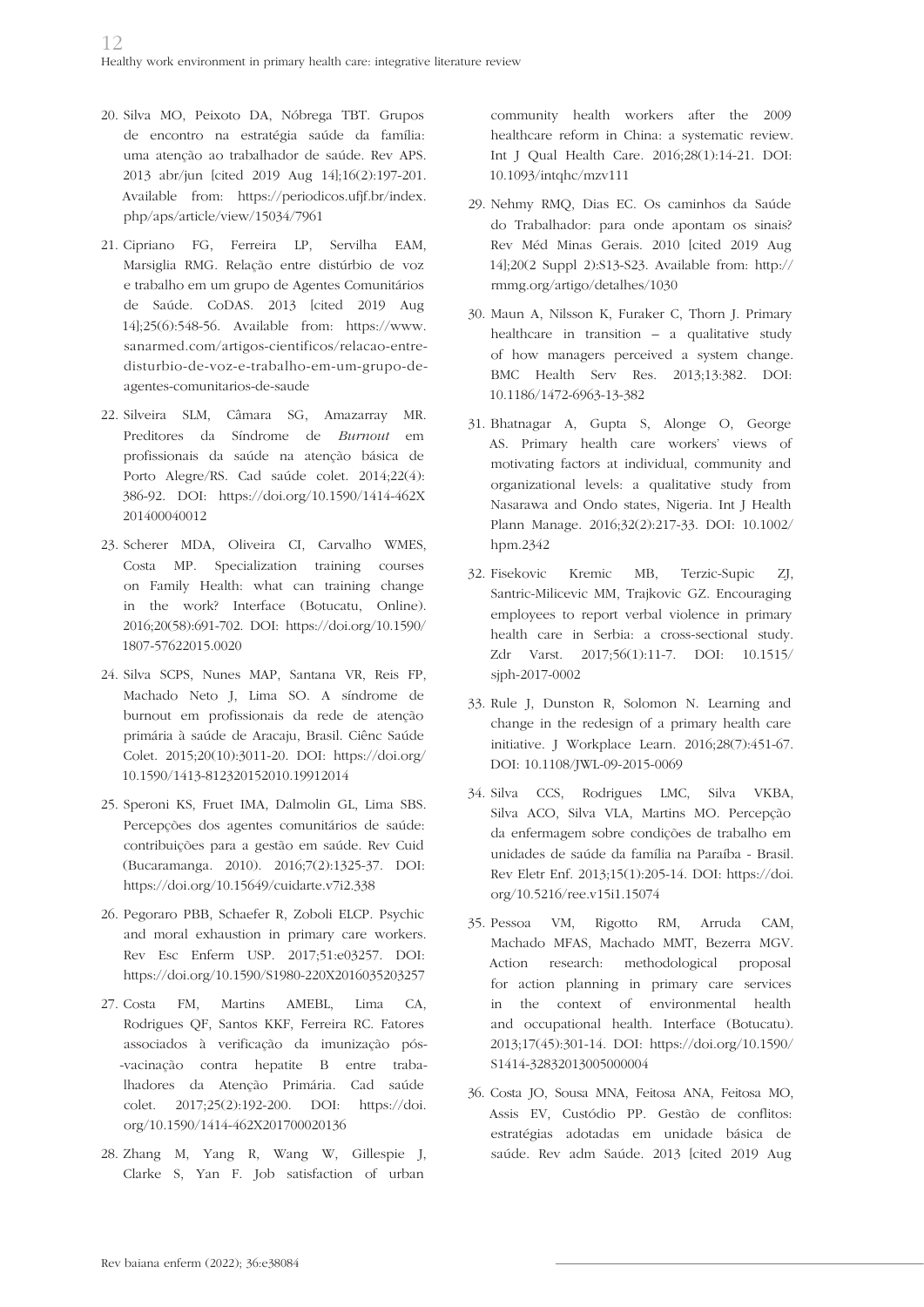20. Silva MO, Peixoto DA, Nóbrega TBT. Grupos de encontro na estratégia saúde da família: uma atenção ao trabalhador de saúde. Rev APS. 2013 abr/jun [cited 2019 Aug 14];16(2):197-201. Available from: https://periodicos.ufjf.br/index.php/aps/article/view/15034/7961

21. Cipriano FG, Ferreira LP, Servilha EAM, Marsiglia RMG. Relação entre distúrbio de voz e trabalho em um grupo de Agentes Comunitários de Saúde. CoDAS. 2013 [cited 2019 Aug 14];25(6):548-56. Available from: https://www.sanarmed.com/artigos-cientificos/relacao-entre-disturbio-de-voz-e-trabalho-em-um-grupo-de-agentes-comunitarios-de-saude

22. Silveira SLM, Câmara SG, Amazarray MR. Preditores da Síndrome de *Burnout* em profissionais da saúde na atenção básica de Porto Alegre/RS. Cad saúde colet. 2014;22(4): 386-92. DOI: https://doi.org/10.1590/1414-462X201400040012

23. Scherer MDA, Oliveira CI, Carvalho WMES, Costa MP. Specialization training courses on Family Health: what can training change in the work? Interface (Botucatu, Online). 2016;20(58):691-702. DOI: https://doi.org/10.1590/1807-57622015.0020

24. Silva SCPS, Nunes MAP, Santana VR, Reis FP, Machado Neto J, Lima SO. A síndrome de burnout em profissionais da rede de atenção primária à saúde de Aracaju, Brasil. Ciênc Saúde Colet. 2015;20(10):3011-20. DOI: https://doi.org/10.1590/1413-812320152010.19912014

25. Speroni KS, Fruet IMA, Dalmolin GL, Lima SBS. Percepções dos agentes comunitários de saúde: contribuições para a gestão em saúde. Rev Cuid (Bucaramanga. 2010). 2016;7(2):1325-37. DOI: https://doi.org/10.15649/cuidarte.v7i2.338

26. Pegoraro PBB, Schaefer R, Zoboli ELCP. Psychic and moral exhaustion in primary care workers. Rev Esc Enferm USP. 2017;51:e03257. DOI: https://doi.org/10.1590/S1980-220X2016035203257

27. Costa FM, Martins AMEBL, Lima CA, Rodrigues QF, Santos KKF, Ferreira RC. Fatores associados à verificação da imunização pós--vacinação contra hepatite B entre trabalhadores da Atenção Primária. Cad saúde colet. 2017;25(2):192-200. DOI: https://doi.org/10.1590/1414-462X201700020136

28. Zhang M, Yang R, Wang W, Gillespie J, Clarke S, Yan F. Job satisfaction of urban community health workers after the 2009 healthcare reform in China: a systematic review. Int J Qual Health Care. 2016;28(1):14-21. DOI: 10.1093/intqhc/mzv111

29. Nehmy RMQ, Dias EC. Os caminhos da Saúde do Trabalhador: para onde apontam os sinais? Rev Méd Minas Gerais. 2010 [cited 2019 Aug 14];20(2 Suppl 2):S13-S23. Available from: http://rmmg.org/artigo/detalhes/1030

30. Maun A, Nilsson K, Furaker C, Thorn J. Primary healthcare in transition – a qualitative study of how managers perceived a system change. BMC Health Serv Res. 2013;13:382. DOI: 10.1186/1472-6963-13-382

31. Bhatnagar A, Gupta S, Alonge O, George AS. Primary health care workers' views of motivating factors at individual, community and organizational levels: a qualitative study from Nasarawa and Ondo states, Nigeria. Int J Health Plann Manage. 2016;32(2):217-33. DOI: 10.1002/hpm.2342

32. Fisekovic Kremic MB, Terzic-Supic ZJ, Santric-Milicevic MM, Trajkovic GZ. Encouraging employees to report verbal violence in primary health care in Serbia: a cross-sectional study. Zdr Varst. 2017;56(1):11-7. DOI: 10.1515/sjph-2017-0002

33. Rule J, Dunston R, Solomon N. Learning and change in the redesign of a primary health care initiative. J Workplace Learn. 2016;28(7):451-67. DOI: 10.1108/JWL-09-2015-0069

34. Silva CCS, Rodrigues LMC, Silva VKBA, Silva ACO, Silva VLA, Martins MO. Percepção da enfermagem sobre condições de trabalho em unidades de saúde da família na Paraíba - Brasil. Rev Eletr Enf. 2013;15(1):205-14. DOI: https://doi.org/10.5216/ree.v15i1.15074

35. Pessoa VM, Rigotto RM, Arruda CAM, Machado MFAS, Machado MMT, Bezerra MGV. Action research: methodological proposal for action planning in primary care services in the context of environmental health and occupational health. Interface (Botucatu). 2013;17(45):301-14. DOI: https://doi.org/10.1590/S1414-32832013005000004

36. Costa JO, Sousa MNA, Feitosa ANA, Feitosa MO, Assis EV, Custódio PP. Gestão de conflitos: estratégias adotadas em unidade básica de saúde. Rev adm Saúde. 2013 [cited 2019 Aug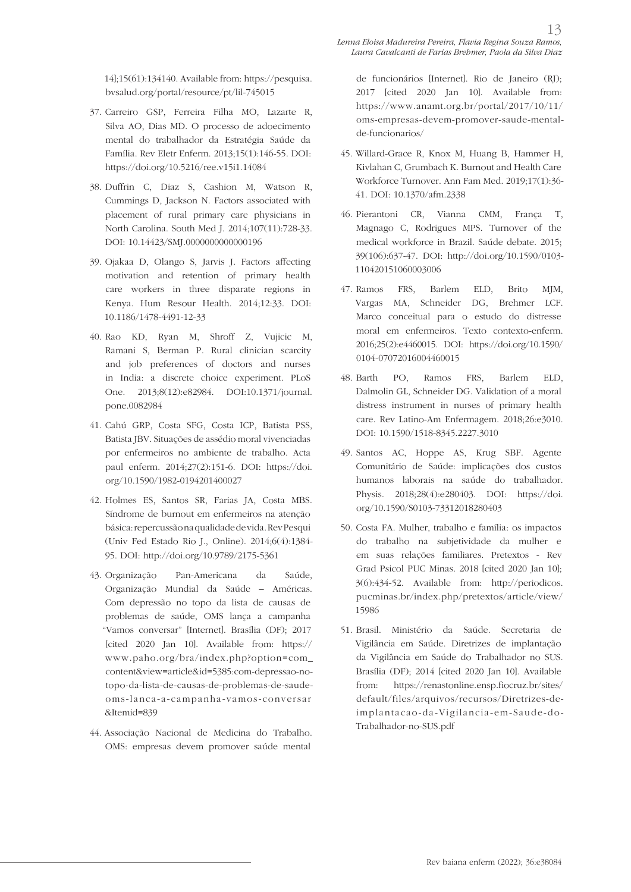14];15(61):134140. Available from: https://pesquisa.bvsalud.org/portal/resource/pt/lil-745015

37. Carreiro GSP, Ferreira Filha MO, Lazarte R, Silva AO, Dias MD. O processo de adoecimento mental do trabalhador da Estratégia Saúde da Família. Rev Eletr Enferm. 2013;15(1):146-55. DOI: https://doi.org/10.5216/ree.v15i1.14084

38. Duffrin C, Diaz S, Cashion M, Watson R, Cummings D, Jackson N. Factors associated with placement of rural primary care physicians in North Carolina. South Med J. 2014;107(11):728-33. DOI: 10.14423/SMJ.0000000000000196

39. Ojakaa D, Olango S, Jarvis J. Factors affecting motivation and retention of primary health care workers in three disparate regions in Kenya. Hum Resour Health. 2014;12:33. DOI: 10.1186/1478-4491-12-33

40. Rao KD, Ryan M, Shroff Z, Vujicic M, Ramani S, Berman P. Rural clinician scarcity and job preferences of doctors and nurses in India: a discrete choice experiment. PLoS One. 2013;8(12):e82984. DOI:10.1371/journal.pone.0082984

41. Cahú GRP, Costa SFG, Costa ICP, Batista PSS, Batista JBV. Situações de assédio moral vivenciadas por enfermeiros no ambiente de trabalho. Acta paul enferm. 2014;27(2):151-6. DOI: https://doi.org/10.1590/1982-0194201400027

42. Holmes ES, Santos SR, Farias JA, Costa MBS. Síndrome de burnout em enfermeiros na atenção básica: repercussão na qualidade de vida. Rev Pesqui (Univ Fed Estado Rio J., Online). 2014;6(4):1384-95. DOI: http://doi.org/10.9789/2175-5361

43. Organização Pan-Americana da Saúde, Organização Mundial da Saúde – Américas. Com depressão no topo da lista de causas de problemas de saúde, OMS lança a campanha "Vamos conversar" [Internet]. Brasília (DF); 2017 [cited 2020 Jan 10]. Available from: https://www.paho.org/bra/index.php?option=com_content&view=article&id=5385:com-depressao-no-topo-da-lista-de-causas-de-problemas-de-saude-oms-lanca-a-campanha-vamos-conversar&Itemid=839

44. Associação Nacional de Medicina do Trabalho. OMS: empresas devem promover saúde mental de funcionários [Internet]. Rio de Janeiro (RJ); 2017 [cited 2020 Jan 10]. Available from: https://www.anamt.org.br/portal/2017/10/11/oms-empresas-devem-promover-saude-mental-de-funcionarios/

45. Willard-Grace R, Knox M, Huang B, Hammer H, Kivlahan C, Grumbach K. Burnout and Health Care Workforce Turnover. Ann Fam Med. 2019;17(1):36-41. DOI: 10.1370/afm.2338

46. Pierantoni CR, Vianna CMM, França T, Magnago C, Rodrigues MPS. Turnover of the medical workforce in Brazil. Saúde debate. 2015; 39(106):637-47. DOI: http://doi.org/10.1590/0103-110420151060003006

47. Ramos FRS, Barlem ELD, Brito MJM, Vargas MA, Schneider DG, Brehmer LCF. Marco conceitual para o estudo do distresse moral em enfermeiros. Texto contexto-enferm. 2016;25(2):e4460015. DOI: https://doi.org/10.1590/0104-07072016004460015

48. Barth PO, Ramos FRS, Barlem ELD, Dalmolin GL, Schneider DG. Validation of a moral distress instrument in nurses of primary health care. Rev Latino-Am Enfermagem. 2018;26:e3010. DOI: 10.1590/1518-8345.2227.3010

49. Santos AC, Hoppe AS, Krug SBF. Agente Comunitário de Saúde: implicações dos custos humanos laborais na saúde do trabalhador. Physis. 2018;28(4):e280403. DOI: https://doi.org/10.1590/S0103-73312018280403

50. Costa FA. Mulher, trabalho e família: os impactos do trabalho na subjetividade da mulher e em suas relações familiares. Pretextos - Rev Grad Psicol PUC Minas. 2018 [cited 2020 Jan 10]; 3(6):434-52. Available from: http://periodicos.pucminas.br/index.php/pretextos/article/view/15986

51. Brasil. Ministério da Saúde. Secretaria de Vigilância em Saúde. Diretrizes de implantação da Vigilância em Saúde do Trabalhador no SUS. Brasília (DF); 2014 [cited 2020 Jan 10]. Available from: https://renastonline.ensp.fiocruz.br/sites/default/files/arquivos/recursos/Diretrizes-de-implantacao-da-Vigilancia-em-Saude-do-Trabalhador-no-SUS.pdf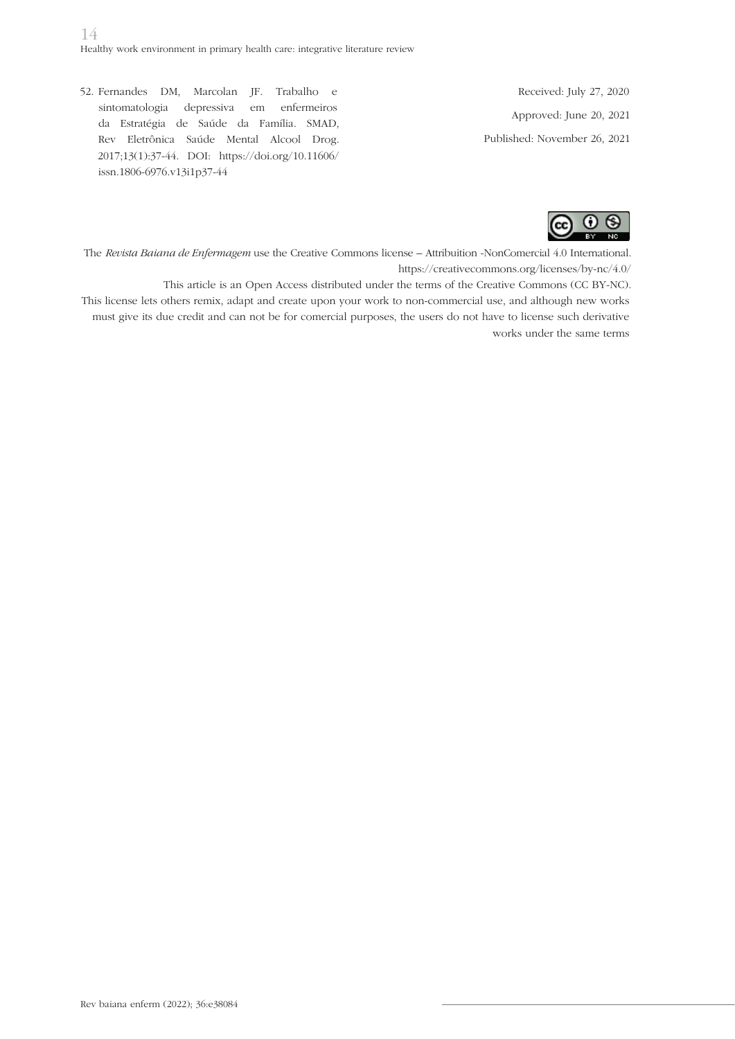52. Fernandes DM, Marcolan JF. Trabalho e sintomatologia depressiva em enfermeiros da Estratégia de Saúde da Família. SMAD, Rev Eletrônica Saúde Mental Alcool Drog. 2017;13(1):37-44. DOI: https://doi.org/10.11606/issn.1806-6976.v13i1p37-44

Received: July 27, 2020

Approved: June 20, 2021

Published: November 26, 2021

The *Revista Baiana de Enfermagem* use the Creative Commons license – Attribuition -NonComercial 4.0 International. https://creativecommons.org/licenses/by-nc/4.0/

This article is an Open Access distributed under the terms of the Creative Commons (CC BY-NC). This license lets others remix, adapt and create upon your work to non-commercial use, and although new works must give its due credit and can not be for comercial purposes, the users do not have to license such derivative works under the same terms